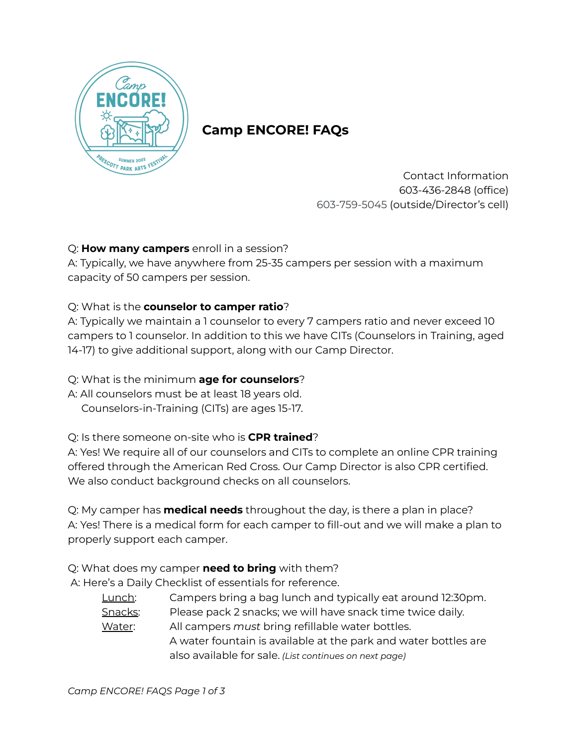# Camp ENCORE! FAQs

Contact Information
603-436-2848 (office)
603-759-5045 (outside/Director's cell)

Q: **How many campers** enroll in a session?
A: Typically, we have anywhere from 25-35 campers per session with a maximum capacity of 50 campers per session.

Q: What is the **counselor to camper ratio**?
A: Typically we maintain a 1 counselor to every 7 campers ratio and never exceed 10 campers to 1 counselor. In addition to this we have CITs (Counselors in Training, aged 14-17) to give additional support, along with our Camp Director.

Q: What is the minimum **age for counselors**?
A: All counselors must be at least 18 years old.
Counselors-in-Training (CITs) are ages 15-17.

Q: Is there someone on-site who is **CPR trained**?
A: Yes! We require all of our counselors and CITs to complete an online CPR training offered through the American Red Cross. Our Camp Director is also CPR certified. We also conduct background checks on all counselors.

Q: My camper has **medical needs** throughout the day, is there a plan in place?
A: Yes! There is a medical form for each camper to fill-out and we will make a plan to properly support each camper.

Q: What does my camper **need to bring** with them?
A: Here's a Daily Checklist of essentials for reference.

- Lunch: Campers bring a bag lunch and typically eat around 12:30pm.
- Snacks: Please pack 2 snacks; we will have snack time twice daily.
- Water: All campers *must* bring refillable water bottles. A water fountain is available at the park and water bottles are also available for sale. *(List continues on next page)*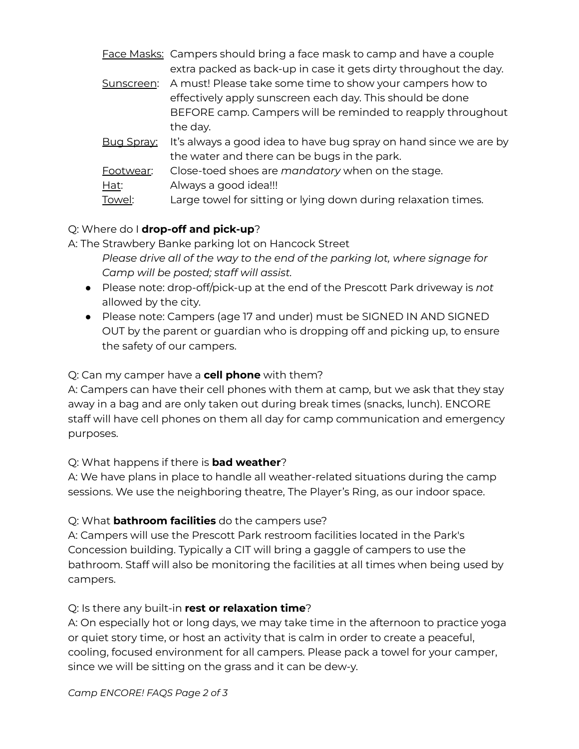<u>Face Masks:</u> Campers should bring a face mask to camp and have a couple extra packed as back-up in case it gets dirty throughout the day.

<u>Sunscreen</u>: A must! Please take some time to show your campers how to effectively apply sunscreen each day. This should be done BEFORE camp. Campers will be reminded to reapply throughout the day.

<u>Bug Spray:</u> It's always a good idea to have bug spray on hand since we are by the water and there can be bugs in the park.

<u>Footwear</u>: Close-toed shoes are *mandatory* when on the stage.

<u>Hat</u>: Always a good idea!!!

<u>Towel</u>: Large towel for sitting or lying down during relaxation times.

Q: Where do I **drop-off and pick-up**?

A: The Strawbery Banke parking lot on Hancock Street

*Please drive all of the way to the end of the parking lot, where signage for Camp will be posted; staff will assist.*

- Please note: drop-off/pick-up at the end of the Prescott Park driveway is *not* allowed by the city.
- Please note: Campers (age 17 and under) must be SIGNED IN AND SIGNED OUT by the parent or guardian who is dropping off and picking up, to ensure the safety of our campers.

Q: Can my camper have a **cell phone** with them?

A: Campers can have their cell phones with them at camp, but we ask that they stay away in a bag and are only taken out during break times (snacks, lunch). ENCORE staff will have cell phones on them all day for camp communication and emergency purposes.

Q: What happens if there is **bad weather**?

A: We have plans in place to handle all weather-related situations during the camp sessions. We use the neighboring theatre, The Player's Ring, as our indoor space.

Q: What **bathroom facilities** do the campers use?

A: Campers will use the Prescott Park restroom facilities located in the Park's Concession building. Typically a CIT will bring a gaggle of campers to use the bathroom. Staff will also be monitoring the facilities at all times when being used by campers.

Q: Is there any built-in **rest or relaxation time**?

A: On especially hot or long days, we may take time in the afternoon to practice yoga or quiet story time, or host an activity that is calm in order to create a peaceful, cooling, focused environment for all campers. Please pack a towel for your camper, since we will be sitting on the grass and it can be dew-y.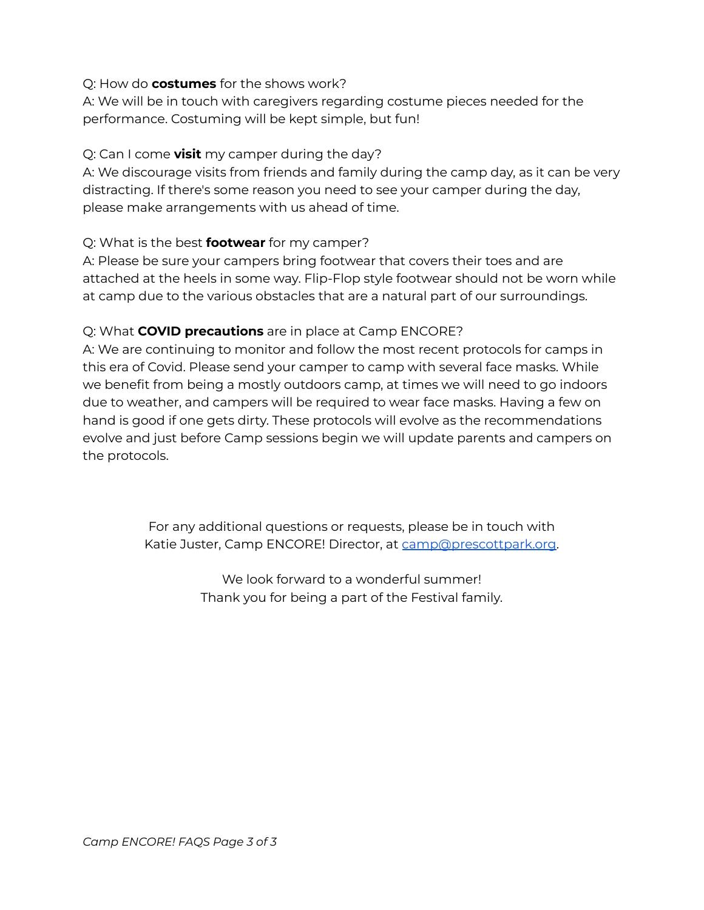Q: How do **costumes** for the shows work?
A: We will be in touch with caregivers regarding costume pieces needed for the performance. Costuming will be kept simple, but fun!

Q: Can I come **visit** my camper during the day?
A: We discourage visits from friends and family during the camp day, as it can be very distracting. If there's some reason you need to see your camper during the day, please make arrangements with us ahead of time.

Q: What is the best **footwear** for my camper?
A: Please be sure your campers bring footwear that covers their toes and are attached at the heels in some way. Flip-Flop style footwear should not be worn while at camp due to the various obstacles that are a natural part of our surroundings.

Q: What **COVID precautions** are in place at Camp ENCORE?
A: We are continuing to monitor and follow the most recent protocols for camps in this era of Covid. Please send your camper to camp with several face masks. While we benefit from being a mostly outdoors camp, at times we will need to go indoors due to weather, and campers will be required to wear face masks. Having a few on hand is good if one gets dirty. These protocols will evolve as the recommendations evolve and just before Camp sessions begin we will update parents and campers on the protocols.

For any additional questions or requests, please be in touch with Katie Juster, Camp ENCORE! Director, at [camp@prescottpark.org](mailto:camp@prescottpark.org).

We look forward to a wonderful summer!
Thank you for being a part of the Festival family.